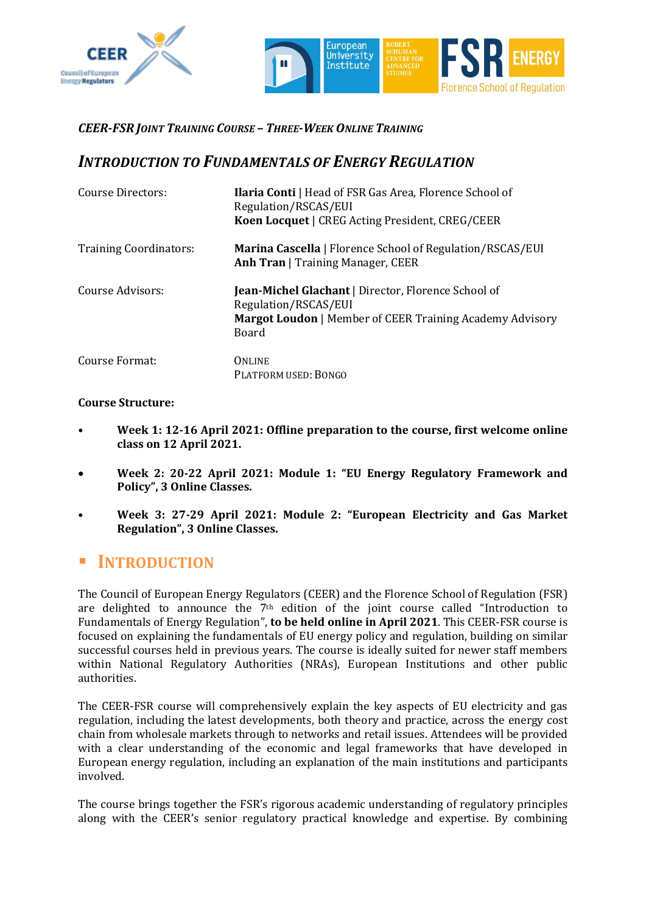*CEER-FSR JOINT TRAINING COURSE – THREE-WEEK ONLINE TRAINING*

# *INTRODUCTION TO FUNDAMENTALS OF ENERGY REGULATION*

| | |
|---|---|
| Course Directors: | **Ilaria Conti** \| Head of FSR Gas Area, Florence School of Regulation/RSCAS/EUI<br>**Koen Locquet** \| CREG Acting President, CREG/CEER |
| Training Coordinators: | **Marina Cascella** \| Florence School of Regulation/RSCAS/EUI<br>**Anh Tran** \| Training Manager, CEER |
| Course Advisors: | **Jean-Michel Glachant** \| Director, Florence School of Regulation/RSCAS/EUI<br>**Margot Loudon** \| Member of CEER Training Academy Advisory Board |
| Course Format: | ONLINE<br>PLATFORM USED: BONGO |

**Course Structure:**

- **Week 1: 12-16 April 2021: Offline preparation to the course, first welcome online class on 12 April 2021.**
- **Week 2: 20-22 April 2021: Module 1: "EU Energy Regulatory Framework and Policy", 3 Online Classes.**
- **Week 3: 27-29 April 2021: Module 2: "European Electricity and Gas Market Regulation", 3 Online Classes.**

## INTRODUCTION

The Council of European Energy Regulators (CEER) and the Florence School of Regulation (FSR) are delighted to announce the 7th edition of the joint course called "Introduction to Fundamentals of Energy Regulation", **to be held online in April 2021**. This CEER-FSR course is focused on explaining the fundamentals of EU energy policy and regulation, building on similar successful courses held in previous years. The course is ideally suited for newer staff members within National Regulatory Authorities (NRAs), European Institutions and other public authorities.

The CEER-FSR course will comprehensively explain the key aspects of EU electricity and gas regulation, including the latest developments, both theory and practice, across the energy cost chain from wholesale markets through to networks and retail issues. Attendees will be provided with a clear understanding of the economic and legal frameworks that have developed in European energy regulation, including an explanation of the main institutions and participants involved.

The course brings together the FSR's rigorous academic understanding of regulatory principles along with the CEER's senior regulatory practical knowledge and expertise. By combining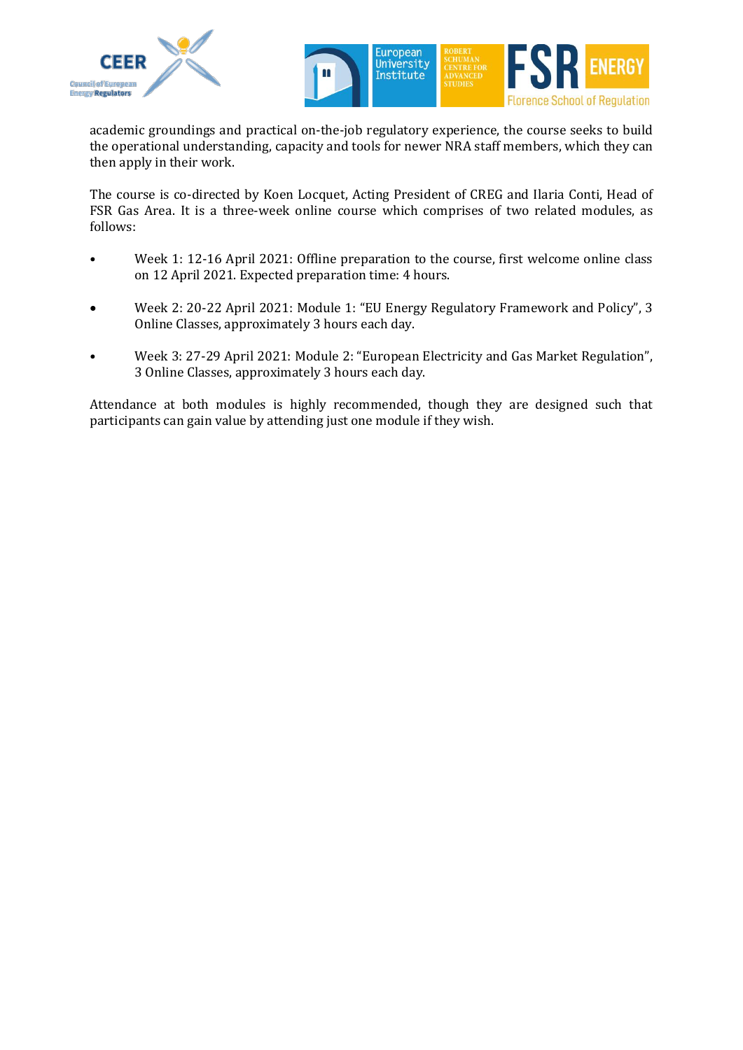academic groundings and practical on-the-job regulatory experience, the course seeks to build the operational understanding, capacity and tools for newer NRA staff members, which they can then apply in their work.

The course is co-directed by Koen Locquet, Acting President of CREG and Ilaria Conti, Head of FSR Gas Area. It is a three-week online course which comprises of two related modules, as follows:

- Week 1: 12-16 April 2021: Offline preparation to the course, first welcome online class on 12 April 2021. Expected preparation time: 4 hours.
- Week 2: 20-22 April 2021: Module 1: "EU Energy Regulatory Framework and Policy", 3 Online Classes, approximately 3 hours each day.
- Week 3: 27-29 April 2021: Module 2: "European Electricity and Gas Market Regulation", 3 Online Classes, approximately 3 hours each day.

Attendance at both modules is highly recommended, though they are designed such that participants can gain value by attending just one module if they wish.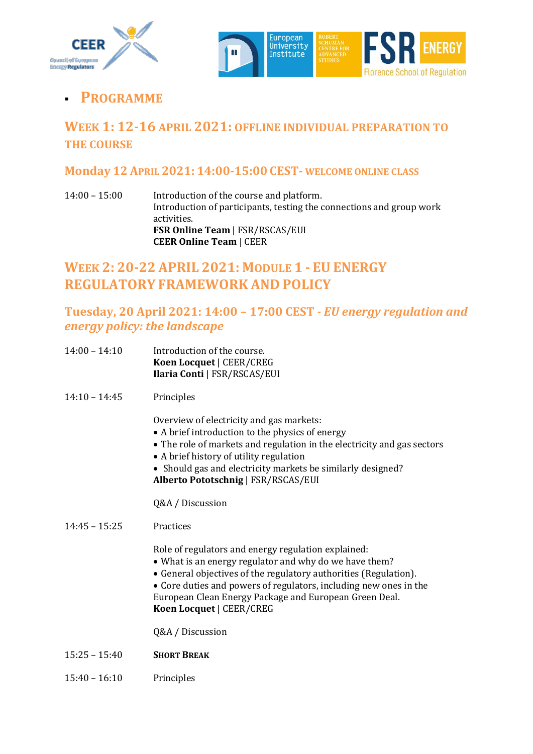- **PROGRAMME**

## WEEK 1: 12-16 APRIL 2021: OFFLINE INDIVIDUAL PREPARATION TO THE COURSE

### Monday 12 April 2021: 14:00-15:00 CEST- WELCOME ONLINE CLASS

14:00 – 15:00

Introduction of the course and platform.
Introduction of participants, testing the connections and group work activities.
**FSR Online Team** | FSR/RSCAS/EUI
**CEER Online Team** | CEER

## WEEK 2: 20-22 APRIL 2021: MODULE 1 - EU ENERGY REGULATORY FRAMEWORK AND POLICY

### Tuesday, 20 April 2021: 14:00 – 17:00 CEST - *EU energy regulation and energy policy: the landscape*

14:00 – 14:10

Introduction of the course.
**Koen Locquet** | CEER/CREG
**Ilaria Conti** | FSR/RSCAS/EUI

14:10 – 14:45

Principles

Overview of electricity and gas markets:
- A brief introduction to the physics of energy
- The role of markets and regulation in the electricity and gas sectors
- A brief history of utility regulation
- Should gas and electricity markets be similarly designed?

**Alberto Pototschnig** | FSR/RSCAS/EUI

Q&A / Discussion

14:45 – 15:25

Practices

Role of regulators and energy regulation explained:
- What is an energy regulator and why do we have them?
- General objectives of the regulatory authorities (Regulation).
- Core duties and powers of regulators, including new ones in the European Clean Energy Package and European Green Deal.

**Koen Locquet** | CEER/CREG

Q&A / Discussion

15:25 – 15:40 **SHORT BREAK**

15:40 – 16:10 Principles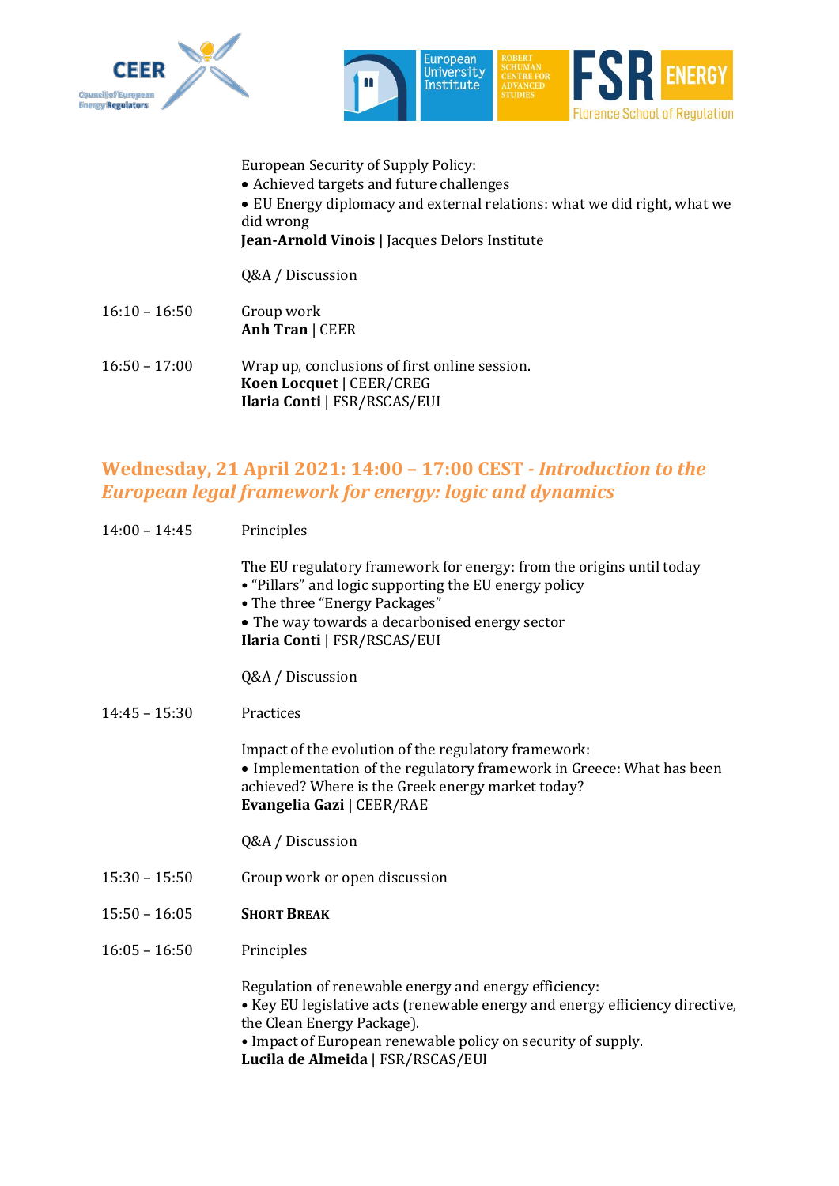European Security of Supply Policy:

- Achieved targets and future challenges
- EU Energy diplomacy and external relations: what we did right, what we did wrong

**Jean-Arnold Vinois |** Jacques Delors Institute

Q&A / Discussion

16:10 – 16:50 Group work
**Anh Tran** | CEER

16:50 – 17:00 Wrap up, conclusions of first online session.
**Koen Locquet** | CEER/CREG
**Ilaria Conti** | FSR/RSCAS/EUI

## Wednesday, 21 April 2021: 14:00 – 17:00 CEST - *Introduction to the European legal framework for energy: logic and dynamics*

14:00 – 14:45 Principles

The EU regulatory framework for energy: from the origins until today

- "Pillars" and logic supporting the EU energy policy
- The three "Energy Packages"
- The way towards a decarbonised energy sector

**Ilaria Conti** | FSR/RSCAS/EUI

Q&A / Discussion

14:45 – 15:30 Practices

Impact of the evolution of the regulatory framework:

- Implementation of the regulatory framework in Greece: What has been achieved? Where is the Greek energy market today?

**Evangelia Gazi |** CEER/RAE

Q&A / Discussion

15:30 – 15:50 Group work or open discussion

15:50 – 16:05 **Short Break**

16:05 – 16:50 Principles

Regulation of renewable energy and energy efficiency:

- Key EU legislative acts (renewable energy and energy efficiency directive, the Clean Energy Package).
- Impact of European renewable policy on security of supply.

**Lucila de Almeida** | FSR/RSCAS/EUI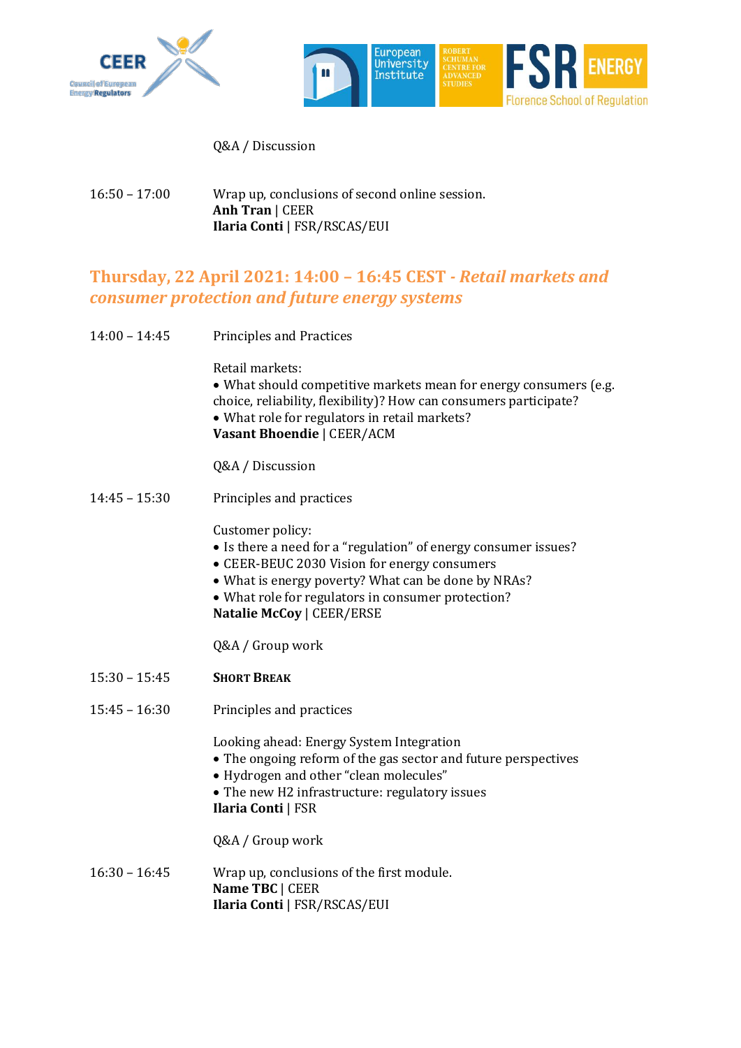Q&A / Discussion

| | |
|---|---|
| 16:50 – 17:00 | Wrap up, conclusions of second online session.<br>**Anh Tran** \| CEER<br>**Ilaria Conti** \| FSR/RSCAS/EUI |

## Thursday, 22 April 2021: 14:00 – 16:45 CEST - *Retail markets and consumer protection and future energy systems*

| | |
|---|---|
| 14:00 – 14:45 | Principles and Practices<br><br>Retail markets:<br>• What should competitive markets mean for energy consumers (e.g. choice, reliability, flexibility)? How can consumers participate?<br>• What role for regulators in retail markets?<br>**Vasant Bhoendie** \| CEER/ACM<br><br>Q&A / Discussion |
| 14:45 – 15:30 | Principles and practices<br><br>Customer policy:<br>• Is there a need for a "regulation" of energy consumer issues?<br>• CEER-BEUC 2030 Vision for energy consumers<br>• What is energy poverty? What can be done by NRAs?<br>• What role for regulators in consumer protection?<br>**Natalie McCoy** \| CEER/ERSE<br><br>Q&A / Group work |
| 15:30 – 15:45 | **Short Break** |
| 15:45 – 16:30 | Principles and practices<br><br>Looking ahead: Energy System Integration<br>• The ongoing reform of the gas sector and future perspectives<br>• Hydrogen and other "clean molecules"<br>• The new H2 infrastructure: regulatory issues<br>**Ilaria Conti** \| FSR<br><br>Q&A / Group work |
| 16:30 – 16:45 | Wrap up, conclusions of the first module.<br>**Name TBC** \| CEER<br>**Ilaria Conti** \| FSR/RSCAS/EUI |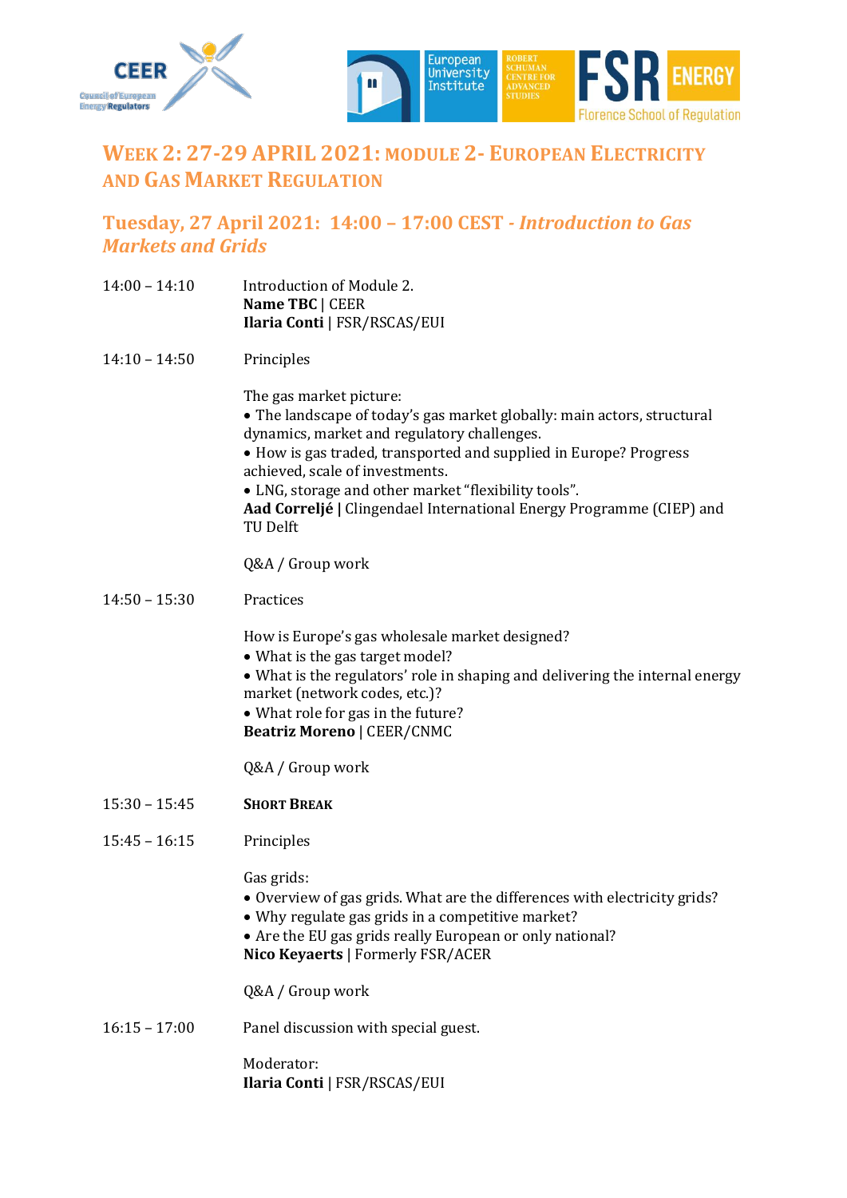## Week 2: 27-29 April 2021: Module 2- European Electricity and Gas Market Regulation

### Tuesday, 27 April 2021: 14:00 – 17:00 CEST - *Introduction to Gas Markets and Grids*

14:00 – 14:10 Introduction of Module 2.
**Name TBC** | CEER
**Ilaria Conti** | FSR/RSCAS/EUI

14:10 – 14:50 Principles

The gas market picture:
- The landscape of today's gas market globally: main actors, structural dynamics, market and regulatory challenges.
- How is gas traded, transported and supplied in Europe? Progress achieved, scale of investments.
- LNG, storage and other market "flexibility tools".

**Aad Correljé |** Clingendael International Energy Programme (CIEP) and TU Delft

Q&A / Group work

14:50 – 15:30 Practices

How is Europe's gas wholesale market designed?
- What is the gas target model?
- What is the regulators' role in shaping and delivering the internal energy market (network codes, etc.)?
- What role for gas in the future?

**Beatriz Moreno** | CEER/CNMC

Q&A / Group work

15:30 – 15:45 **Short Break**

15:45 – 16:15 Principles

Gas grids:
- Overview of gas grids. What are the differences with electricity grids?
- Why regulate gas grids in a competitive market?
- Are the EU gas grids really European or only national?

**Nico Keyaerts** | Formerly FSR/ACER

Q&A / Group work

16:15 – 17:00 Panel discussion with special guest.

Moderator:
**Ilaria Conti** | FSR/RSCAS/EUI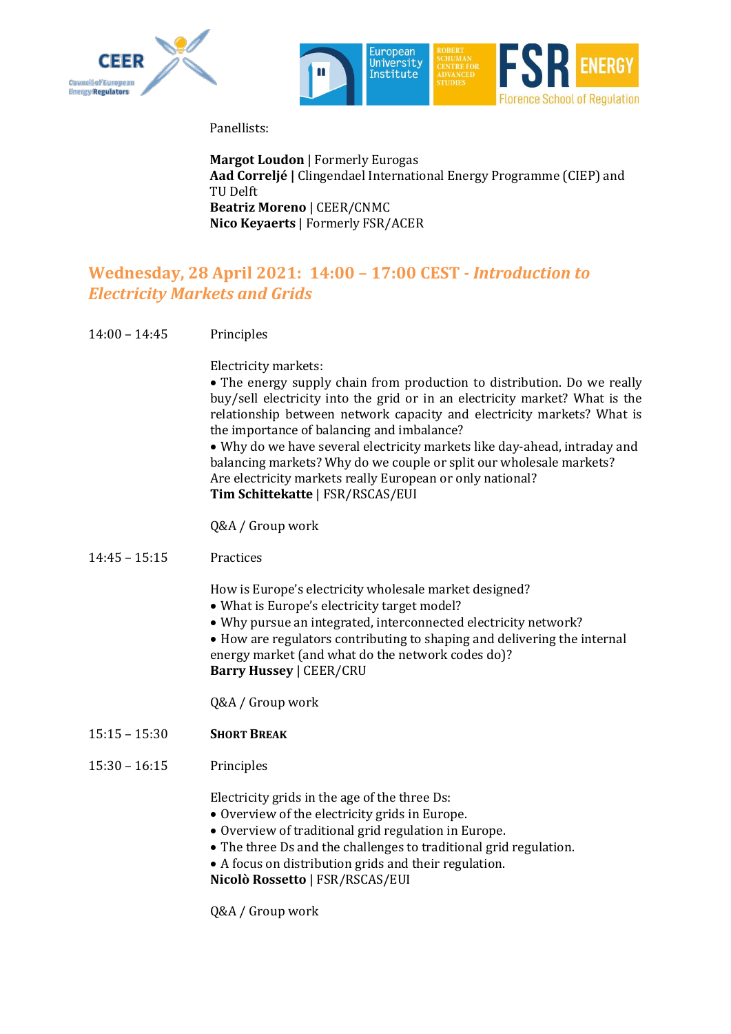Panellists:

**Margot Loudon** | Formerly Eurogas
**Aad Correljé |** Clingendael International Energy Programme (CIEP) and TU Delft
**Beatriz Moreno** | CEER/CNMC
**Nico Keyaerts** | Formerly FSR/ACER

## Wednesday, 28 April 2021: 14:00 – 17:00 CEST - *Introduction to Electricity Markets and Grids*

14:00 – 14:45 Principles

Electricity markets:

- The energy supply chain from production to distribution. Do we really buy/sell electricity into the grid or in an electricity market? What is the relationship between network capacity and electricity markets? What is the importance of balancing and imbalance?
- Why do we have several electricity markets like day-ahead, intraday and balancing markets? Why do we couple or split our wholesale markets? Are electricity markets really European or only national?

**Tim Schittekatte** | FSR/RSCAS/EUI

Q&A / Group work

14:45 – 15:15 Practices

How is Europe's electricity wholesale market designed?

- What is Europe's electricity target model?
- Why pursue an integrated, interconnected electricity network?
- How are regulators contributing to shaping and delivering the internal energy market (and what do the network codes do)?

**Barry Hussey** | CEER/CRU

Q&A / Group work

15:15 – 15:30 **SHORT BREAK**

15:30 – 16:15 Principles

Electricity grids in the age of the three Ds:

- Overview of the electricity grids in Europe.
- Overview of traditional grid regulation in Europe.
- The three Ds and the challenges to traditional grid regulation.
- A focus on distribution grids and their regulation.

**Nicolò Rossetto** | FSR/RSCAS/EUI

Q&A / Group work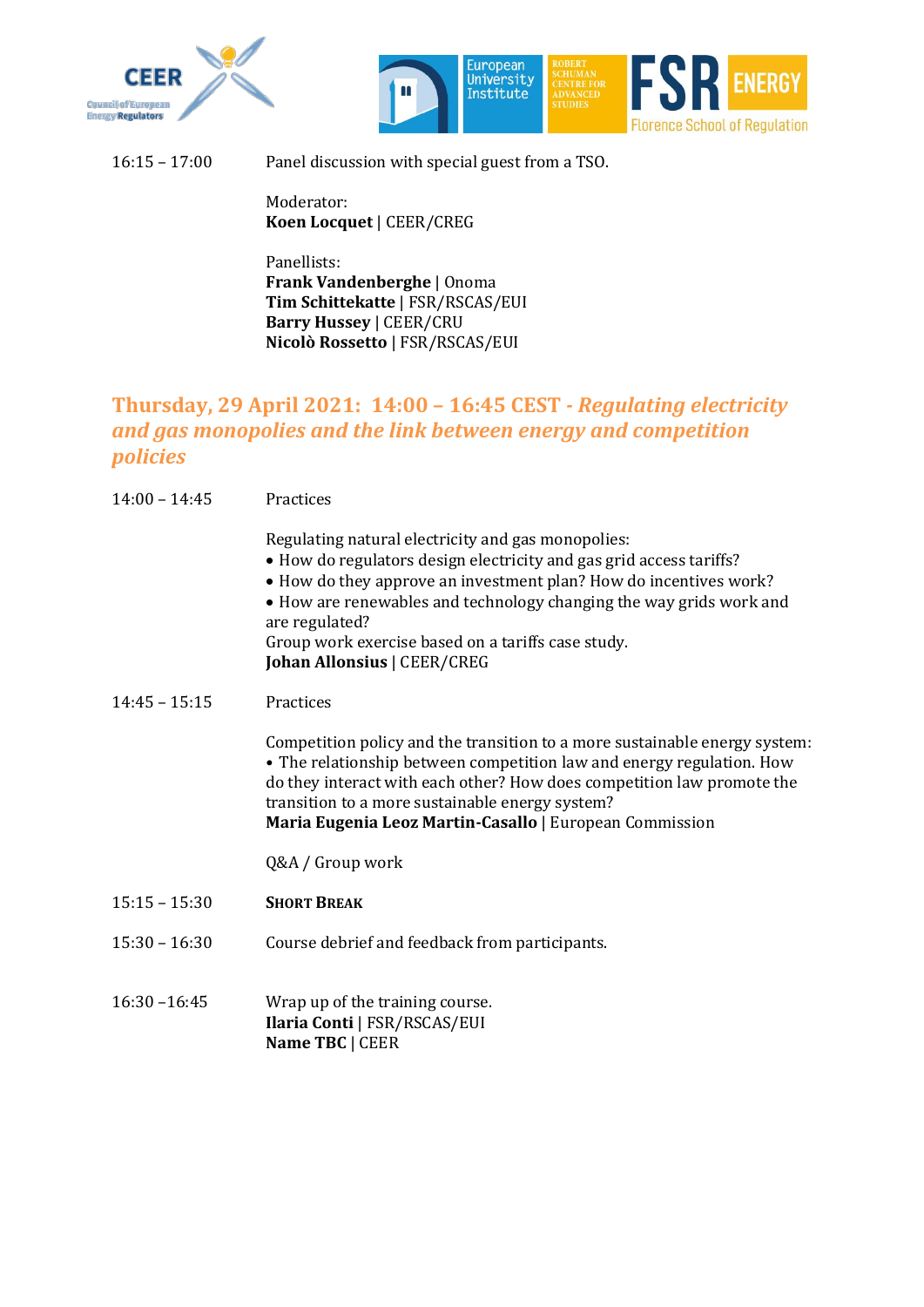16:15 – 17:00 Panel discussion with special guest from a TSO.

Moderator:
**Koen Locquet** | CEER/CREG

Panellists:
**Frank Vandenberghe** | Onoma
**Tim Schittekatte** | FSR/RSCAS/EUI
**Barry Hussey** | CEER/CRU
**Nicolò Rossetto** | FSR/RSCAS/EUI

## Thursday, 29 April 2021: 14:00 – 16:45 CEST - *Regulating electricity and gas monopolies and the link between energy and competition policies*

14:00 – 14:45 Practices

Regulating natural electricity and gas monopolies:
- How do regulators design electricity and gas grid access tariffs?
- How do they approve an investment plan? How do incentives work?
- How are renewables and technology changing the way grids work and are regulated?

Group work exercise based on a tariffs case study.
**Johan Allonsius** | CEER/CREG

14:45 – 15:15 Practices

Competition policy and the transition to a more sustainable energy system:
- The relationship between competition law and energy regulation. How do they interact with each other? How does competition law promote the transition to a more sustainable energy system?

**Maria Eugenia Leoz Martin-Casallo** | European Commission

Q&A / Group work

15:15 – 15:30 **SHORT BREAK**

15:30 – 16:30 Course debrief and feedback from participants.

16:30 –16:45 Wrap up of the training course.
**Ilaria Conti** | FSR/RSCAS/EUI
**Name TBC** | CEER